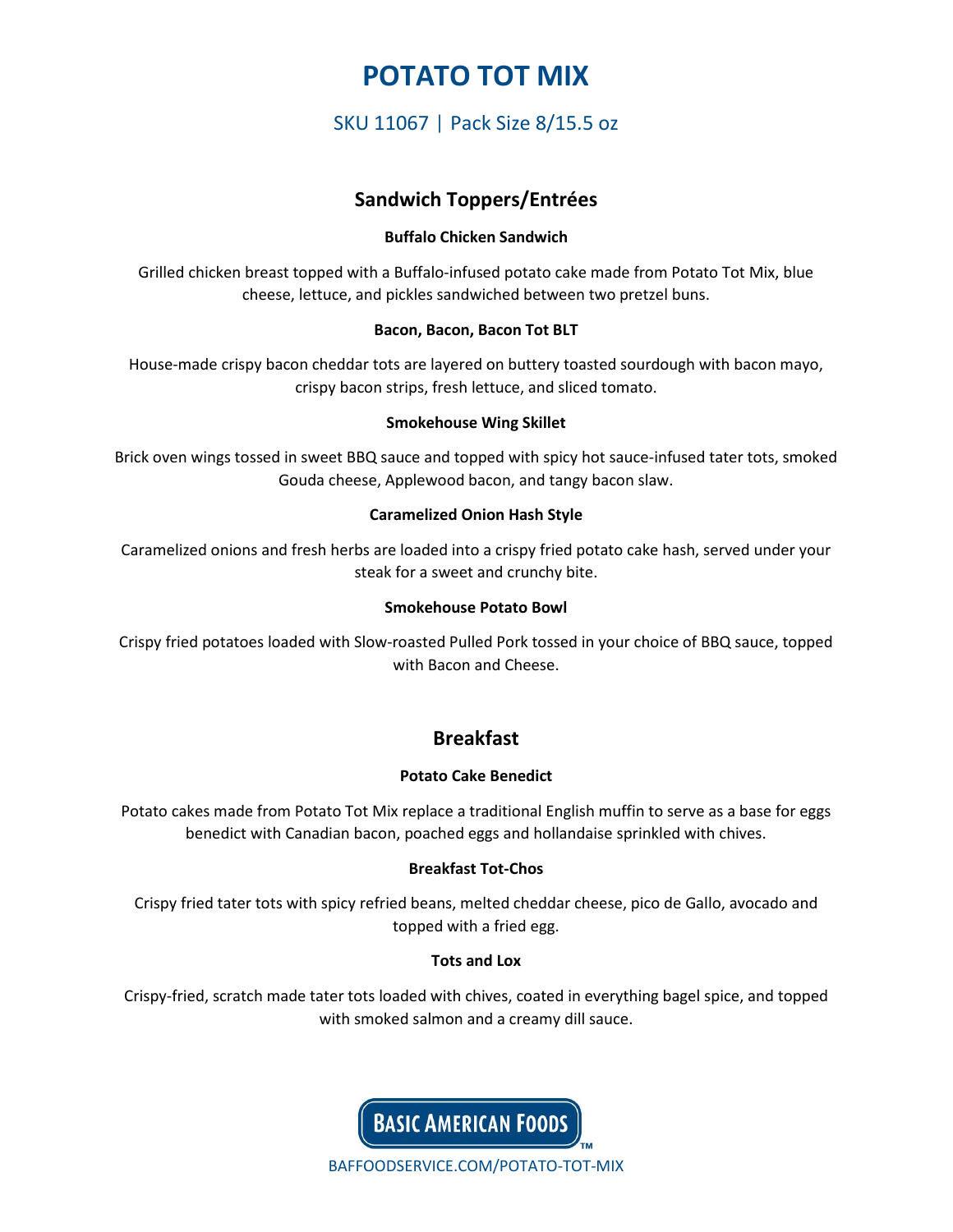# POTATO TOT MIX

SKU 11067 | Pack Size 8/15.5 oz

## Sandwich Toppers/Entrées

**Buffalo Chicken Sandwich**

Grilled chicken breast topped with a Buffalo-infused potato cake made from Potato Tot Mix, blue cheese, lettuce, and pickles sandwiched between two pretzel buns.

**Bacon, Bacon, Bacon Tot BLT**

House-made crispy bacon cheddar tots are layered on buttery toasted sourdough with bacon mayo, crispy bacon strips, fresh lettuce, and sliced tomato.

**Smokehouse Wing Skillet**

Brick oven wings tossed in sweet BBQ sauce and topped with spicy hot sauce-infused tater tots, smoked Gouda cheese, Applewood bacon, and tangy bacon slaw.

**Caramelized Onion Hash Style**

Caramelized onions and fresh herbs are loaded into a crispy fried potato cake hash, served under your steak for a sweet and crunchy bite.

**Smokehouse Potato Bowl**

Crispy fried potatoes loaded with Slow-roasted Pulled Pork tossed in your choice of BBQ sauce, topped with Bacon and Cheese.

## Breakfast

**Potato Cake Benedict**

Potato cakes made from Potato Tot Mix replace a traditional English muffin to serve as a base for eggs benedict with Canadian bacon, poached eggs and hollandaise sprinkled with chives.

**Breakfast Tot-Chos**

Crispy fried tater tots with spicy refried beans, melted cheddar cheese, pico de Gallo, avocado and topped with a fried egg.

**Tots and Lox**

Crispy-fried, scratch made tater tots loaded with chives, coated in everything bagel spice, and topped with smoked salmon and a creamy dill sauce.

BASIC AMERICAN FOODS™

BAFFOODSERVICE.COM/POTATO-TOT-MIX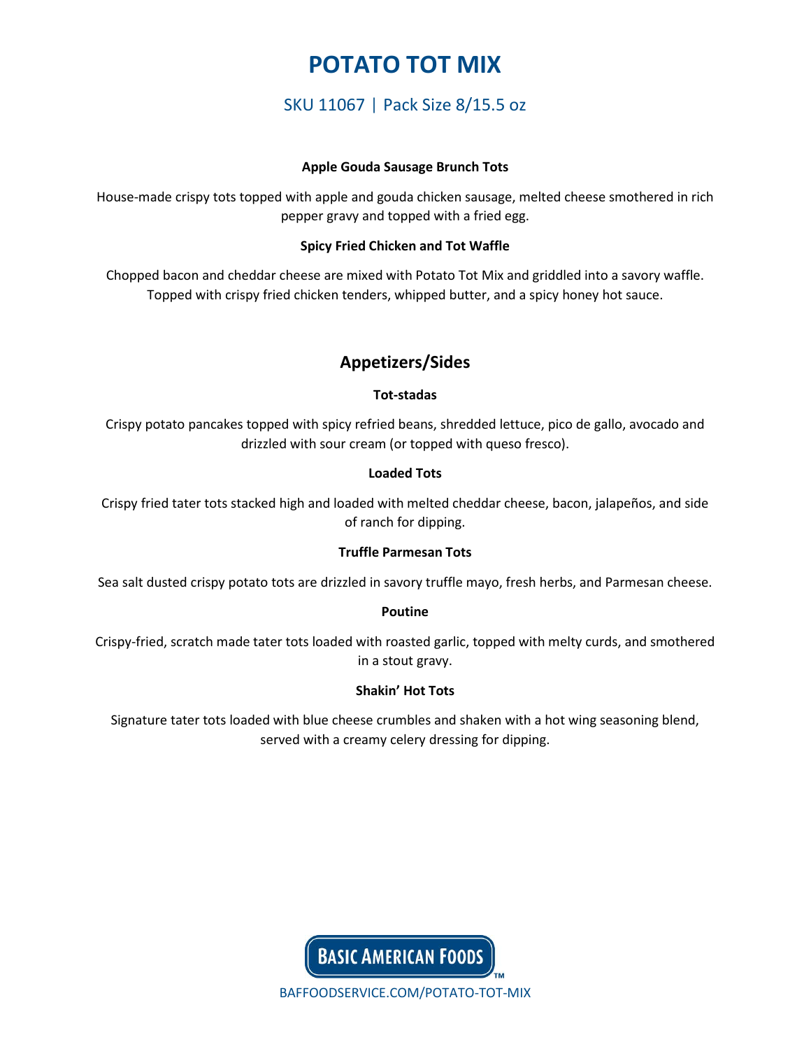# POTATO TOT MIX

## SKU 11067 | Pack Size 8/15.5 oz

**Apple Gouda Sausage Brunch Tots**

House-made crispy tots topped with apple and gouda chicken sausage, melted cheese smothered in rich pepper gravy and topped with a fried egg.

**Spicy Fried Chicken and Tot Waffle**

Chopped bacon and cheddar cheese are mixed with Potato Tot Mix and griddled into a savory waffle. Topped with crispy fried chicken tenders, whipped butter, and a spicy honey hot sauce.

## Appetizers/Sides

**Tot-stadas**

Crispy potato pancakes topped with spicy refried beans, shredded lettuce, pico de gallo, avocado and drizzled with sour cream (or topped with queso fresco).

**Loaded Tots**

Crispy fried tater tots stacked high and loaded with melted cheddar cheese, bacon, jalapeños, and side of ranch for dipping.

**Truffle Parmesan Tots**

Sea salt dusted crispy potato tots are drizzled in savory truffle mayo, fresh herbs, and Parmesan cheese.

**Poutine**

Crispy-fried, scratch made tater tots loaded with roasted garlic, topped with melty curds, and smothered in a stout gravy.

**Shakin' Hot Tots**

Signature tater tots loaded with blue cheese crumbles and shaken with a hot wing seasoning blend, served with a creamy celery dressing for dipping.

BASIC AMERICAN FOODS™

BAFFOODSERVICE.COM/POTATO-TOT-MIX